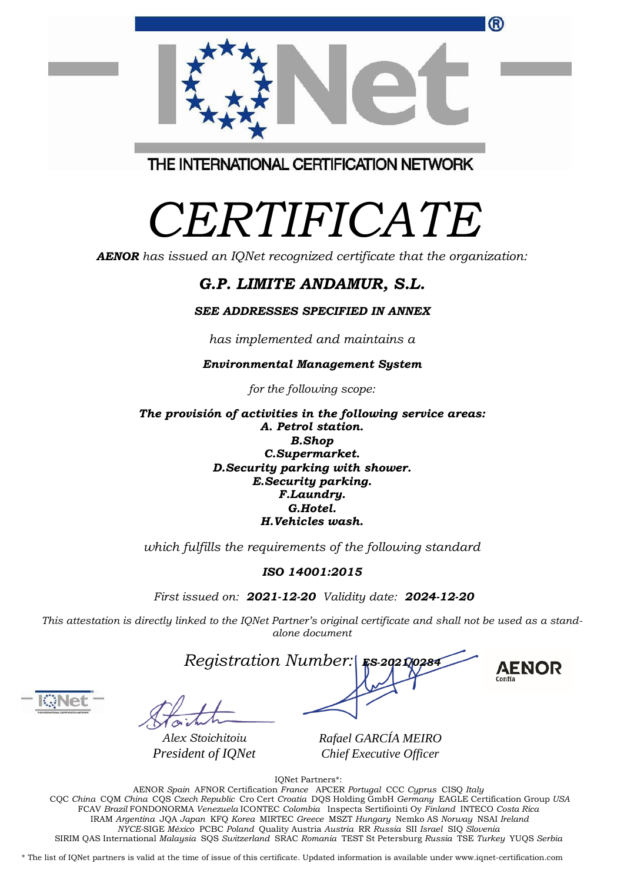THE INTERNATIONAL CERTIFICATION NETWORK

# CERTIFICATE

***AENOR*** *has issued an IQNet recognized certificate that the organization:*

## *G.P. LIMITE ANDAMUR, S.L.*

***SEE ADDRESSES SPECIFIED IN ANNEX***

*has implemented and maintains a*

***Environmental Management System***

*for the following scope:*

***The provisión of activities in the following service areas:***
***A. Petrol station.***
***B.Shop***
***C.Supermarket.***
***D.Security parking with shower.***
***E.Security parking.***
***F.Laundry.***
***G.Hotel.***
***H.Vehicles wash.***

*which fulfills the requirements of the following standard*

***ISO 14001:2015***

*First issued on:* ***2021-12-20*** *Validity date:* ***2024-12-20***

*This attestation is directly linked to the IQNet Partner's original certificate and shall not be used as a stand-alone document*

*Registration Number:* ***ES-2021/0284***

AENOR Confía

*Alex Stoichitoiu*
*President of IQNet*

*Rafael GARCÍA MEIRO*
*Chief Executive Officer*

IQNet Partners*:
AENOR *Spain* AFNOR Certification *France* APCER *Portugal* CCC *Cyprus* CISQ *Italy*
CQC *China* CQM *China* CQS *Czech Republic* Cro Cert *Croatia* DQS Holding GmbH *Germany* EAGLE Certification Group *USA*
FCAV *Brazil* FONDONORMA *Venezuela* ICONTEC *Colombia* Inspecta Sertifiointi Oy *Finland* INTECO *Costa Rica*
IRAM *Argentina* JQA *Japan* KFQ *Korea* MIRTEC *Greece* MSZT *Hungary* Nemko AS *Norway* NSAI *Ireland*
*NYCE*-SIGE *México* PCBC *Poland* Quality Austria *Austria* RR *Russia* SII *Israel* SIQ *Slovenia*
SIRIM QAS International *Malaysia* SQS *Switzerland* SRAC *Romania* TEST St Petersburg *Russia* TSE *Turkey* YUQS *Serbia*

* The list of IQNet partners is valid at the time of issue of this certificate. Updated information is available under www.iqnet-certification.com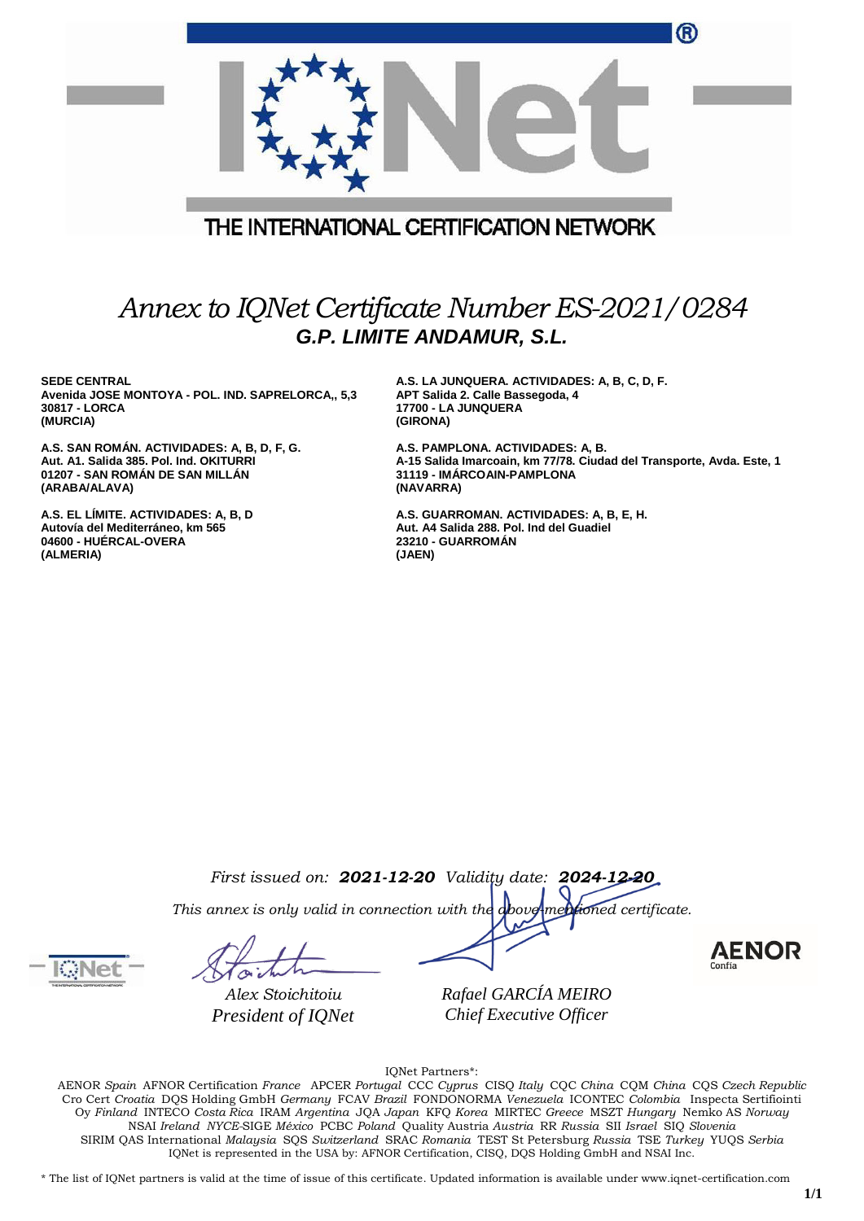THE INTERNATIONAL CERTIFICATION NETWORK

# *Annex to IQNet Certificate Number ES-2021/0284*

## *G.P. LIMITE ANDAMUR, S.L.*

**SEDE CENTRAL**
**Avenida JOSE MONTOYA - POL. IND. SAPRELORCA,, 5,3**
**30817 - LORCA**
**(MURCIA)**

**A.S. SAN ROMÁN. ACTIVIDADES: A, B, D, F, G.**
**Aut. A1. Salida 385. Pol. Ind. OKITURRI**
**01207 - SAN ROMÁN DE SAN MILLÁN**
**(ARABA/ALAVA)**

**A.S. EL LÍMITE. ACTIVIDADES: A, B, D**
**Autovía del Mediterráneo, km 565**
**04600 - HUÉRCAL-OVERA**
**(ALMERIA)**

**A.S. LA JUNQUERA. ACTIVIDADES: A, B, C, D, F.**
**APT Salida 2. Calle Bassegoda, 4**
**17700 - LA JUNQUERA**
**(GIRONA)**

**A.S. PAMPLONA. ACTIVIDADES: A, B.**
**A-15 Salida Imarcoain, km 77/78. Ciudad del Transporte, Avda. Este, 1**
**31119 - IMÁRCOAIN-PAMPLONA**
**(NAVARRA)**

**A.S. GUARROMAN. ACTIVIDADES: A, B, E, H.**
**Aut. A4 Salida 288. Pol. Ind del Guadiel**
**23210 - GUARROMÁN**
**(JAEN)**

*First issued on:* ***2021-12-20*** *Validity date:* ***2024-12-20***

*This annex is only valid in connection with the above-mentioned certificate.*

*Alex Stoichitoiu*
*President of IQNet*

*Rafael GARCÍA MEIRO*
*Chief Executive Officer*

AENOR Confía

IQNet Partners*:

AENOR *Spain* AFNOR Certification *France* APCER *Portugal* CCC *Cyprus* CISQ *Italy* CQC *China* CQM *China* CQS *Czech Republic* Cro Cert *Croatia* DQS Holding GmbH *Germany* FCAV *Brazil* FONDONORMA *Venezuela* ICONTEC *Colombia* Inspecta Sertifiointi Oy *Finland* INTECO *Costa Rica* IRAM *Argentina* JQA *Japan* KFQ *Korea* MIRTEC *Greece* MSZT *Hungary* Nemko AS *Norway* NSAI *Ireland* *NYCE*-SIGE *México* PCBC *Poland* Quality Austria *Austria* RR *Russia* SII *Israel* SIQ *Slovenia* SIRIM QAS International *Malaysia* SQS *Switzerland* SRAC *Romania* TEST St Petersburg *Russia* TSE *Turkey* YUQS *Serbia*
IQNet is represented in the USA by: AFNOR Certification, CISQ, DQS Holding GmbH and NSAI Inc.

\* The list of IQNet partners is valid at the time of issue of this certificate. Updated information is available under www.iqnet-certification.com